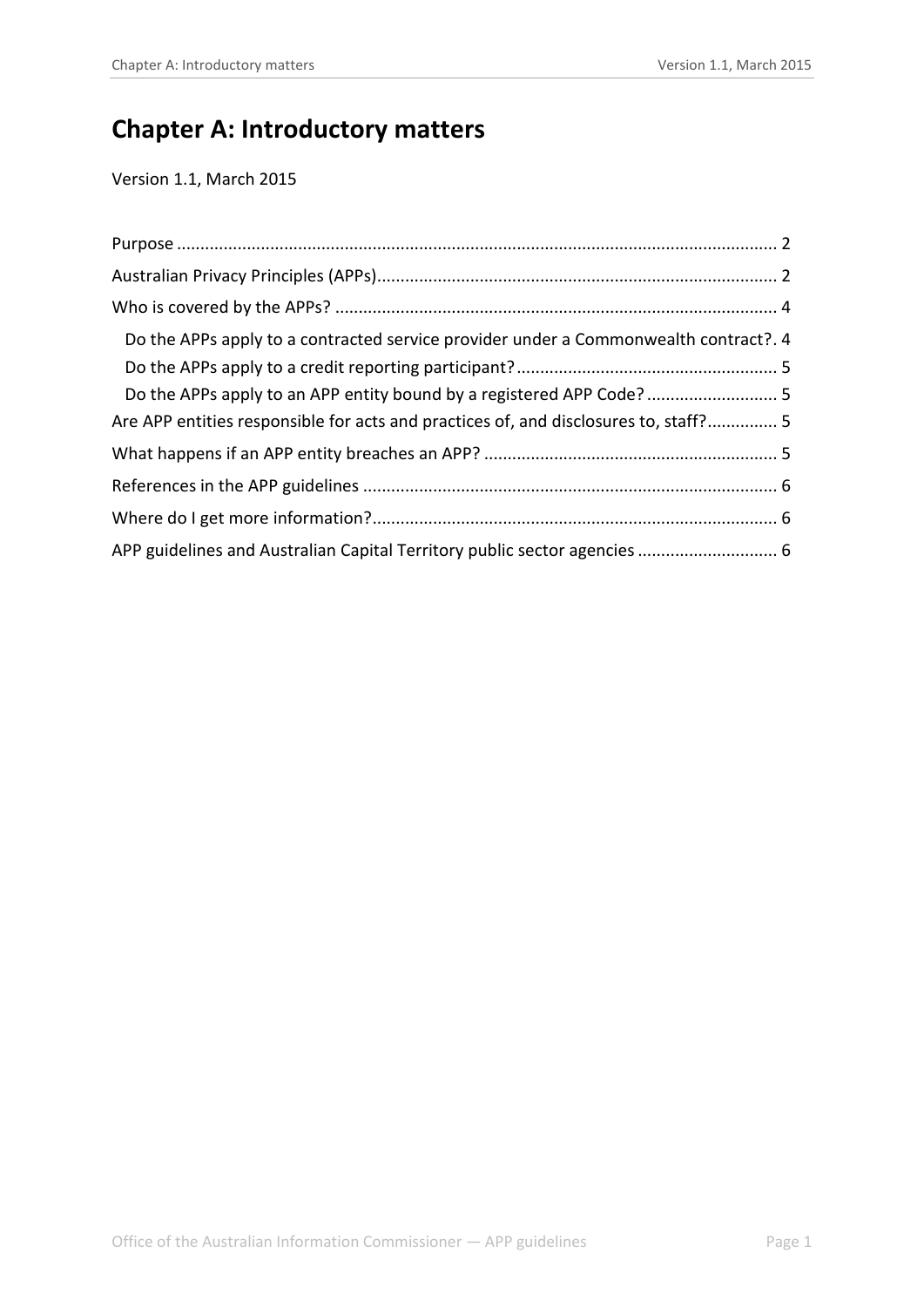# Chapter A: Introductory matters

Version 1.1, March 2015

Purpose ........................................................................................................................ 2
Australian Privacy Principles (APPs)..................................................................................... 2
Who is covered by the APPs? .............................................................................................. 4
- Do the APPs apply to a contracted service provider under a Commonwealth contract?. 4
- Do the APPs apply to a credit reporting participant?....................................................... 5
- Do the APPs apply to an APP entity bound by a registered APP Code? ............................ 5

Are APP entities responsible for acts and practices of, and disclosures to, staff?............... 5
What happens if an APP entity breaches an APP? ............................................................... 5
References in the APP guidelines ........................................................................................ 6
Where do I get more information?...................................................................................... 6
APP guidelines and Australian Capital Territory public sector agencies .............................. 6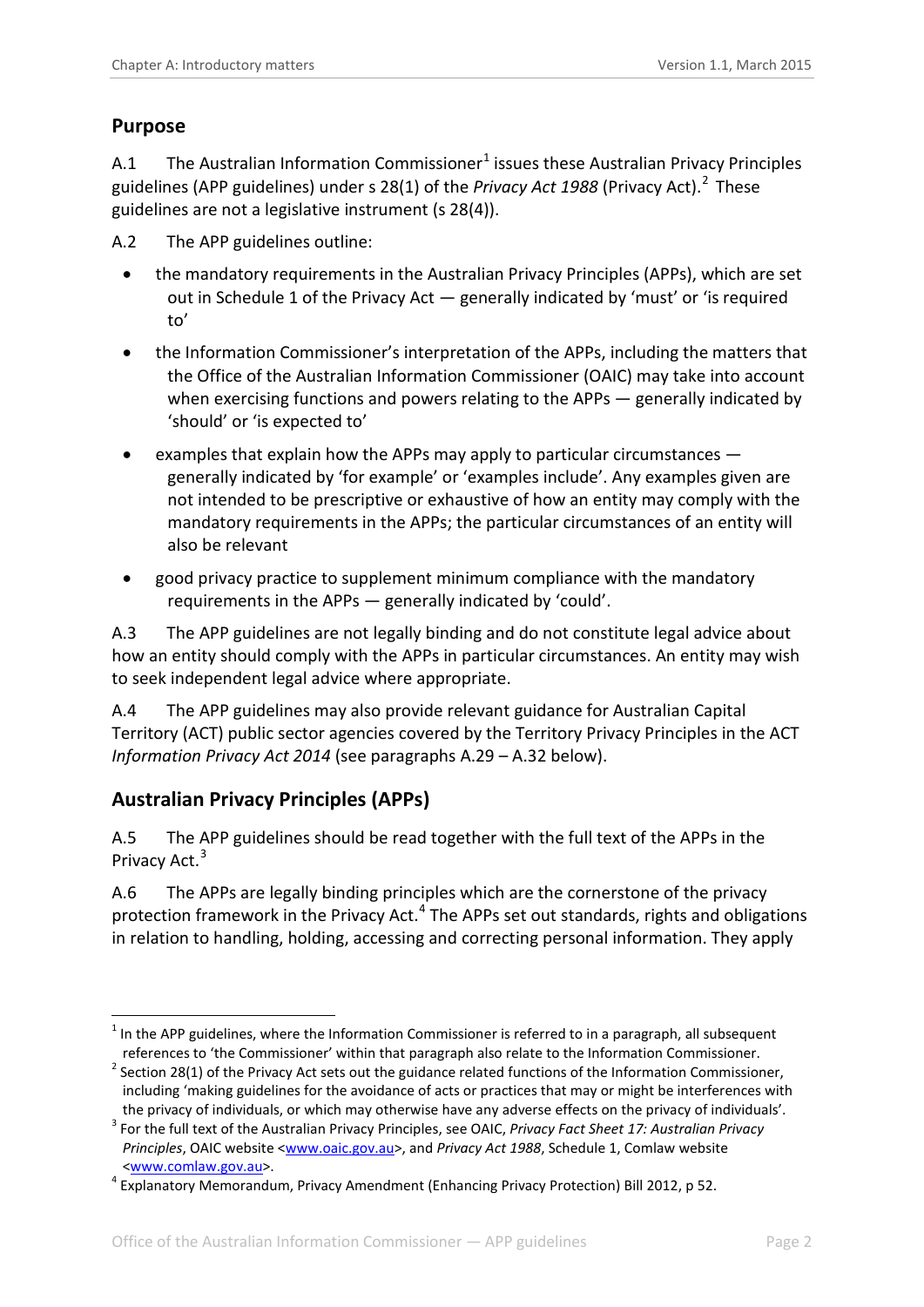## Purpose

A.1 The Australian Information Commissioner[1] issues these Australian Privacy Principles guidelines (APP guidelines) under s 28(1) of the *Privacy Act 1988* (Privacy Act).[2] These guidelines are not a legislative instrument (s 28(4)).

A.2 The APP guidelines outline:

- the mandatory requirements in the Australian Privacy Principles (APPs), which are set out in Schedule 1 of the Privacy Act — generally indicated by 'must' or 'is required to'
- the Information Commissioner's interpretation of the APPs, including the matters that the Office of the Australian Information Commissioner (OAIC) may take into account when exercising functions and powers relating to the APPs — generally indicated by 'should' or 'is expected to'
- examples that explain how the APPs may apply to particular circumstances — generally indicated by 'for example' or 'examples include'. Any examples given are not intended to be prescriptive or exhaustive of how an entity may comply with the mandatory requirements in the APPs; the particular circumstances of an entity will also be relevant
- good privacy practice to supplement minimum compliance with the mandatory requirements in the APPs — generally indicated by 'could'.

A.3 The APP guidelines are not legally binding and do not constitute legal advice about how an entity should comply with the APPs in particular circumstances. An entity may wish to seek independent legal advice where appropriate.

A.4 The APP guidelines may also provide relevant guidance for Australian Capital Territory (ACT) public sector agencies covered by the Territory Privacy Principles in the ACT *Information Privacy Act 2014* (see paragraphs A.29 – A.32 below).

## Australian Privacy Principles (APPs)

A.5 The APP guidelines should be read together with the full text of the APPs in the Privacy Act.[3]

A.6 The APPs are legally binding principles which are the cornerstone of the privacy protection framework in the Privacy Act.[4] The APPs set out standards, rights and obligations in relation to handling, holding, accessing and correcting personal information. They apply

---

[1] In the APP guidelines, where the Information Commissioner is referred to in a paragraph, all subsequent references to 'the Commissioner' within that paragraph also relate to the Information Commissioner.

[2] Section 28(1) of the Privacy Act sets out the guidance related functions of the Information Commissioner, including 'making guidelines for the avoidance of acts or practices that may or might be interferences with the privacy of individuals, or which may otherwise have any adverse effects on the privacy of individuals'.

[3] For the full text of the Australian Privacy Principles, see OAIC, *Privacy Fact Sheet 17: Australian Privacy Principles*, OAIC website <www.oaic.gov.au>, and *Privacy Act 1988*, Schedule 1, Comlaw website <www.comlaw.gov.au>.

[4] Explanatory Memorandum, Privacy Amendment (Enhancing Privacy Protection) Bill 2012, p 52.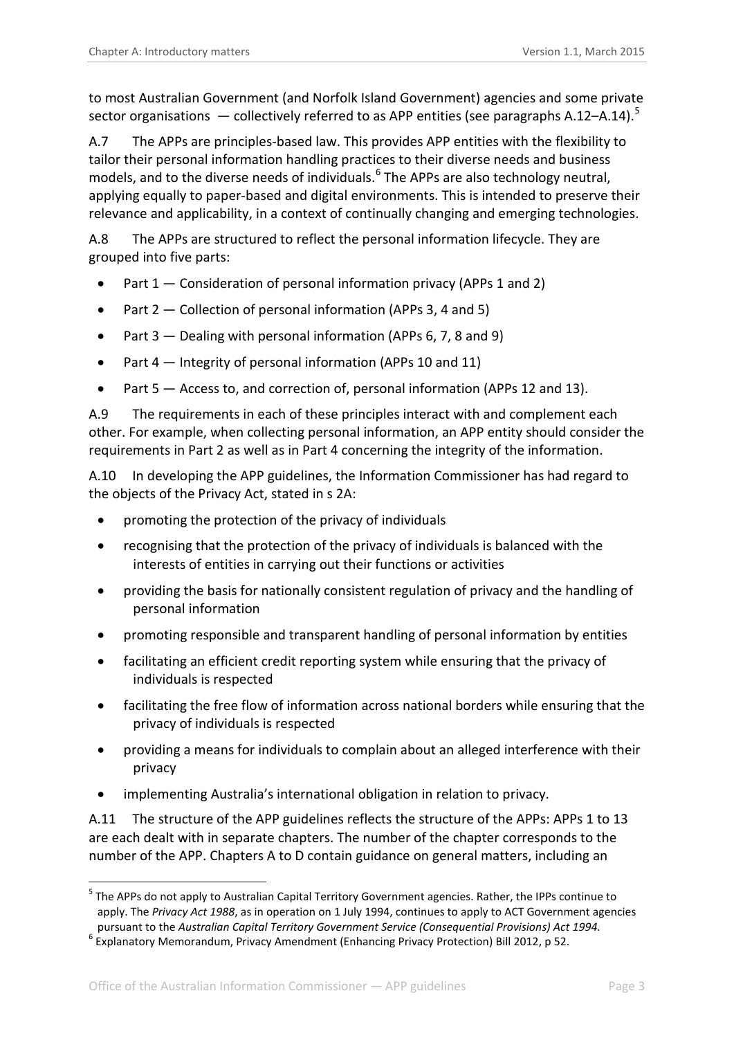to most Australian Government (and Norfolk Island Government) agencies and some private sector organisations — collectively referred to as APP entities (see paragraphs A.12–A.14).[5]

A.7 The APPs are principles-based law. This provides APP entities with the flexibility to tailor their personal information handling practices to their diverse needs and business models, and to the diverse needs of individuals.[6] The APPs are also technology neutral, applying equally to paper-based and digital environments. This is intended to preserve their relevance and applicability, in a context of continually changing and emerging technologies.

A.8 The APPs are structured to reflect the personal information lifecycle. They are grouped into five parts:

- Part 1 — Consideration of personal information privacy (APPs 1 and 2)
- Part 2 — Collection of personal information (APPs 3, 4 and 5)
- Part 3 — Dealing with personal information (APPs 6, 7, 8 and 9)
- Part 4 — Integrity of personal information (APPs 10 and 11)
- Part 5 — Access to, and correction of, personal information (APPs 12 and 13).

A.9 The requirements in each of these principles interact with and complement each other. For example, when collecting personal information, an APP entity should consider the requirements in Part 2 as well as in Part 4 concerning the integrity of the information.

A.10 In developing the APP guidelines, the Information Commissioner has had regard to the objects of the Privacy Act, stated in s 2A:

- promoting the protection of the privacy of individuals
- recognising that the protection of the privacy of individuals is balanced with the interests of entities in carrying out their functions or activities
- providing the basis for nationally consistent regulation of privacy and the handling of personal information
- promoting responsible and transparent handling of personal information by entities
- facilitating an efficient credit reporting system while ensuring that the privacy of individuals is respected
- facilitating the free flow of information across national borders while ensuring that the privacy of individuals is respected
- providing a means for individuals to complain about an alleged interference with their privacy
- implementing Australia's international obligation in relation to privacy.

A.11 The structure of the APP guidelines reflects the structure of the APPs: APPs 1 to 13 are each dealt with in separate chapters. The number of the chapter corresponds to the number of the APP. Chapters A to D contain guidance on general matters, including an

---

[5] The APPs do not apply to Australian Capital Territory Government agencies. Rather, the IPPs continue to apply. The *Privacy Act 1988*, as in operation on 1 July 1994, continues to apply to ACT Government agencies pursuant to the *Australian Capital Territory Government Service (Consequential Provisions) Act 1994.*

[6] Explanatory Memorandum, Privacy Amendment (Enhancing Privacy Protection) Bill 2012, p 52.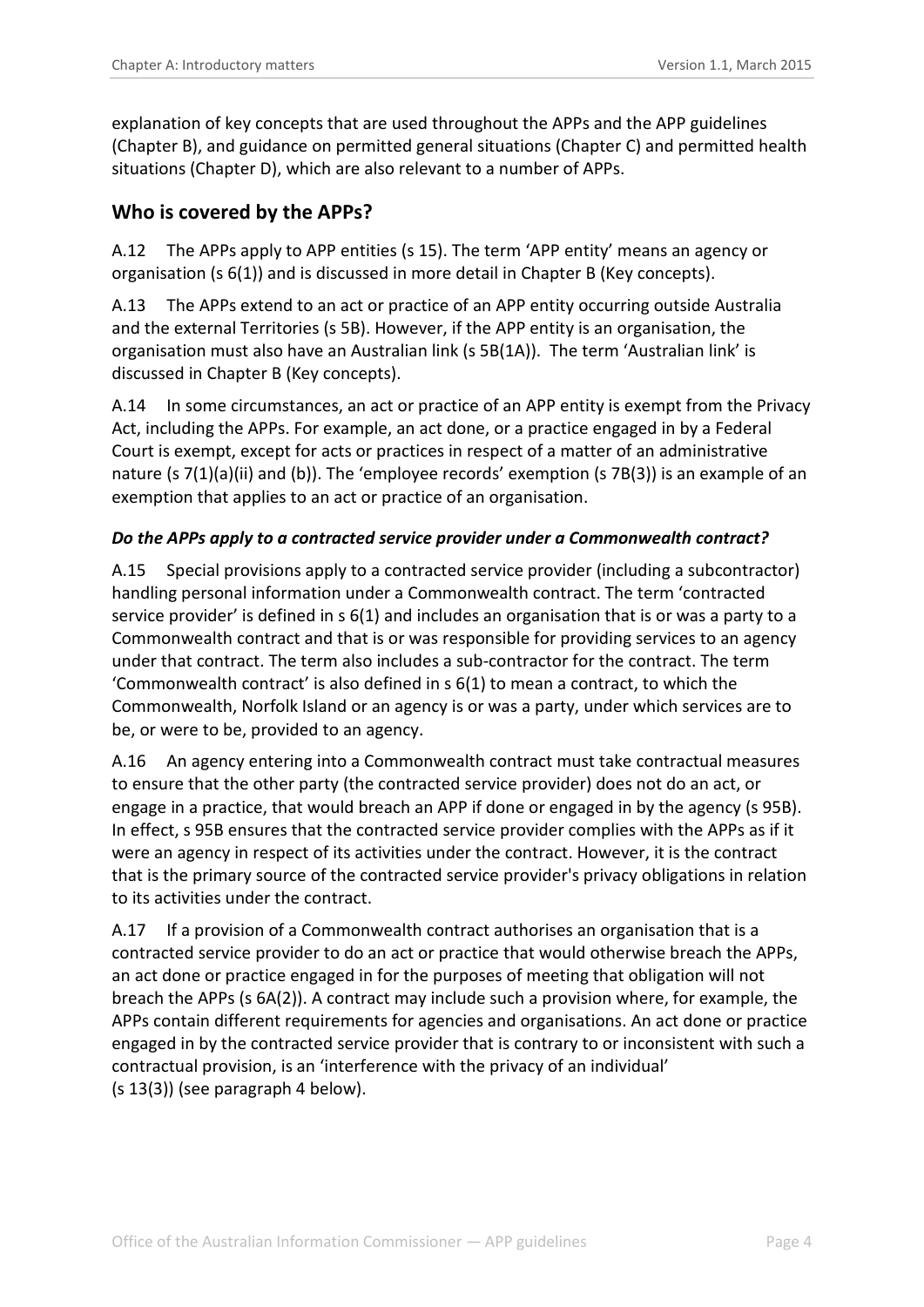explanation of key concepts that are used throughout the APPs and the APP guidelines (Chapter B), and guidance on permitted general situations (Chapter C) and permitted health situations (Chapter D), which are also relevant to a number of APPs.

## Who is covered by the APPs?

A.12 The APPs apply to APP entities (s 15). The term 'APP entity' means an agency or organisation (s 6(1)) and is discussed in more detail in Chapter B (Key concepts).

A.13 The APPs extend to an act or practice of an APP entity occurring outside Australia and the external Territories (s 5B). However, if the APP entity is an organisation, the organisation must also have an Australian link (s 5B(1A)). The term 'Australian link' is discussed in Chapter B (Key concepts).

A.14 In some circumstances, an act or practice of an APP entity is exempt from the Privacy Act, including the APPs. For example, an act done, or a practice engaged in by a Federal Court is exempt, except for acts or practices in respect of a matter of an administrative nature (s 7(1)(a)(ii) and (b)). The 'employee records' exemption (s 7B(3)) is an example of an exemption that applies to an act or practice of an organisation.

### *Do the APPs apply to a contracted service provider under a Commonwealth contract?*

A.15 Special provisions apply to a contracted service provider (including a subcontractor) handling personal information under a Commonwealth contract. The term 'contracted service provider' is defined in s 6(1) and includes an organisation that is or was a party to a Commonwealth contract and that is or was responsible for providing services to an agency under that contract. The term also includes a sub-contractor for the contract. The term 'Commonwealth contract' is also defined in s 6(1) to mean a contract, to which the Commonwealth, Norfolk Island or an agency is or was a party, under which services are to be, or were to be, provided to an agency.

A.16 An agency entering into a Commonwealth contract must take contractual measures to ensure that the other party (the contracted service provider) does not do an act, or engage in a practice, that would breach an APP if done or engaged in by the agency (s 95B). In effect, s 95B ensures that the contracted service provider complies with the APPs as if it were an agency in respect of its activities under the contract. However, it is the contract that is the primary source of the contracted service provider's privacy obligations in relation to its activities under the contract.

A.17 If a provision of a Commonwealth contract authorises an organisation that is a contracted service provider to do an act or practice that would otherwise breach the APPs, an act done or practice engaged in for the purposes of meeting that obligation will not breach the APPs (s 6A(2)). A contract may include such a provision where, for example, the APPs contain different requirements for agencies and organisations. An act done or practice engaged in by the contracted service provider that is contrary to or inconsistent with such a contractual provision, is an 'interference with the privacy of an individual' (s 13(3)) (see paragraph 4 below).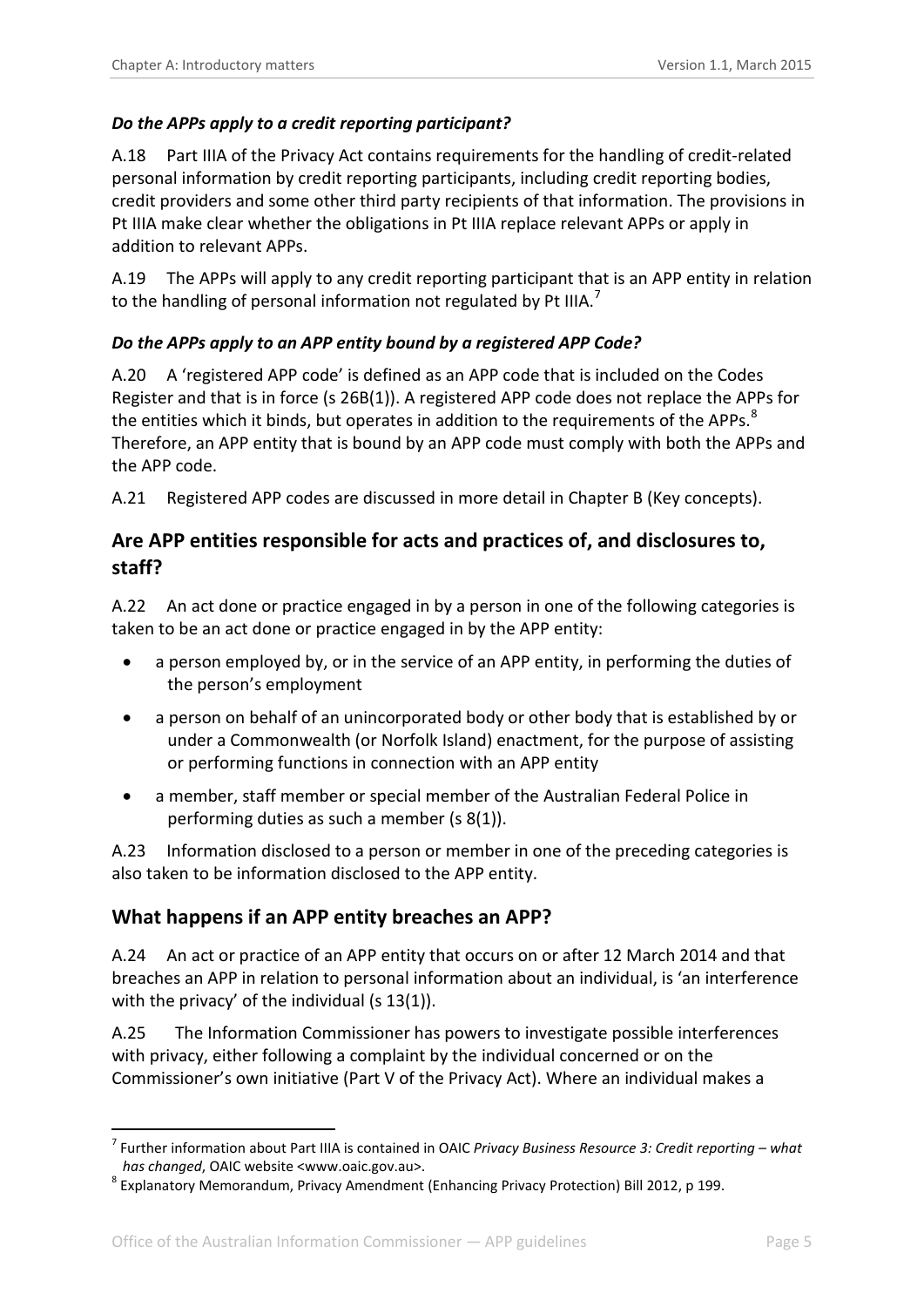### *Do the APPs apply to a credit reporting participant?*

A.18 Part IIIA of the Privacy Act contains requirements for the handling of credit-related personal information by credit reporting participants, including credit reporting bodies, credit providers and some other third party recipients of that information. The provisions in Pt IIIA make clear whether the obligations in Pt IIIA replace relevant APPs or apply in addition to relevant APPs.

A.19 The APPs will apply to any credit reporting participant that is an APP entity in relation to the handling of personal information not regulated by Pt IIIA.[7]

### *Do the APPs apply to an APP entity bound by a registered APP Code?*

A.20 A 'registered APP code' is defined as an APP code that is included on the Codes Register and that is in force (s 26B(1)). A registered APP code does not replace the APPs for the entities which it binds, but operates in addition to the requirements of the APPs.[8] Therefore, an APP entity that is bound by an APP code must comply with both the APPs and the APP code.

A.21 Registered APP codes are discussed in more detail in Chapter B (Key concepts).

## Are APP entities responsible for acts and practices of, and disclosures to, staff?

A.22 An act done or practice engaged in by a person in one of the following categories is taken to be an act done or practice engaged in by the APP entity:

- a person employed by, or in the service of an APP entity, in performing the duties of the person's employment
- a person on behalf of an unincorporated body or other body that is established by or under a Commonwealth (or Norfolk Island) enactment, for the purpose of assisting or performing functions in connection with an APP entity
- a member, staff member or special member of the Australian Federal Police in performing duties as such a member (s 8(1)).

A.23 Information disclosed to a person or member in one of the preceding categories is also taken to be information disclosed to the APP entity.

## What happens if an APP entity breaches an APP?

A.24 An act or practice of an APP entity that occurs on or after 12 March 2014 and that breaches an APP in relation to personal information about an individual, is 'an interference with the privacy' of the individual (s 13(1)).

A.25 The Information Commissioner has powers to investigate possible interferences with privacy, either following a complaint by the individual concerned or on the Commissioner's own initiative (Part V of the Privacy Act). Where an individual makes a

---

[7] Further information about Part IIIA is contained in OAIC *Privacy Business Resource 3: Credit reporting – what has changed*, OAIC website <www.oaic.gov.au>.

[8] Explanatory Memorandum, Privacy Amendment (Enhancing Privacy Protection) Bill 2012, p 199.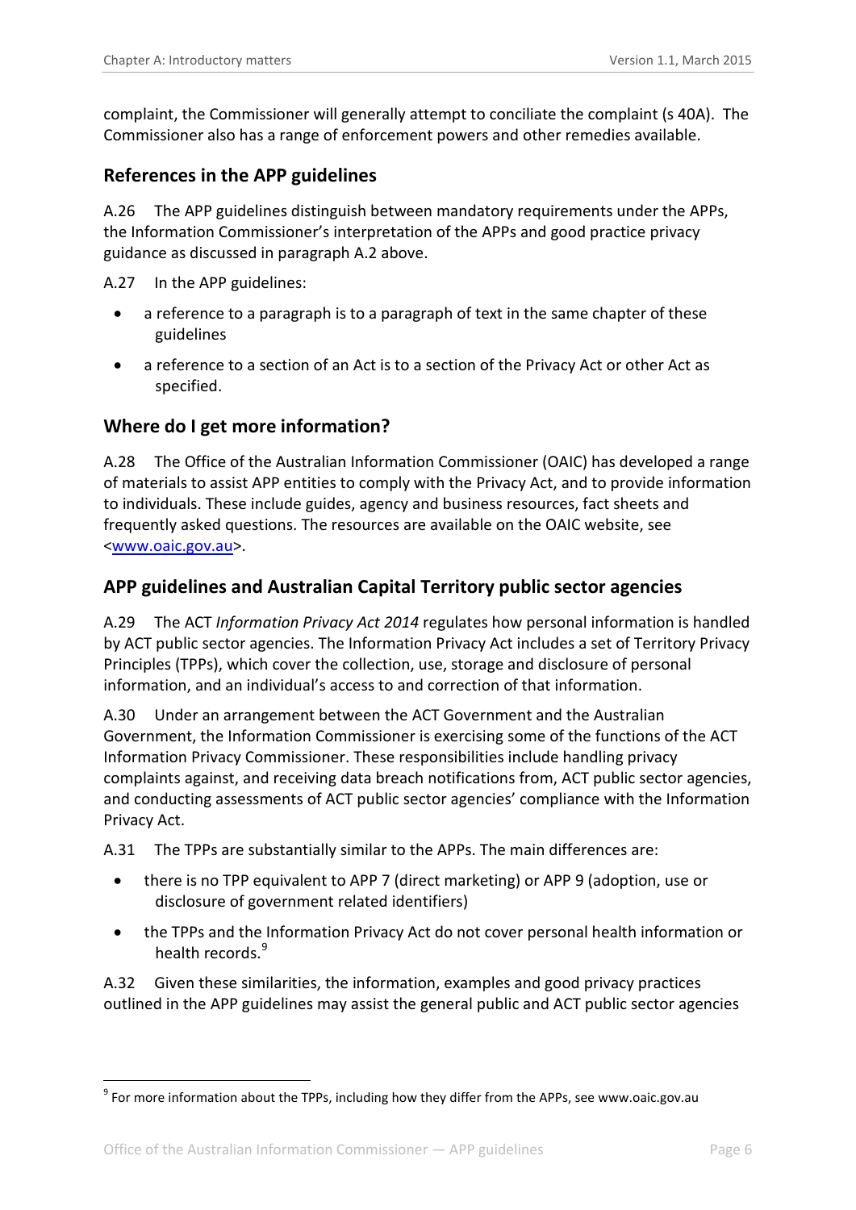complaint, the Commissioner will generally attempt to conciliate the complaint (s 40A). The Commissioner also has a range of enforcement powers and other remedies available.

## References in the APP guidelines

A.26 The APP guidelines distinguish between mandatory requirements under the APPs, the Information Commissioner's interpretation of the APPs and good practice privacy guidance as discussed in paragraph A.2 above.

A.27 In the APP guidelines:

- a reference to a paragraph is to a paragraph of text in the same chapter of these guidelines
- a reference to a section of an Act is to a section of the Privacy Act or other Act as specified.

## Where do I get more information?

A.28 The Office of the Australian Information Commissioner (OAIC) has developed a range of materials to assist APP entities to comply with the Privacy Act, and to provide information to individuals. These include guides, agency and business resources, fact sheets and frequently asked questions. The resources are available on the OAIC website, see <[www.oaic.gov.au](http://www.oaic.gov.au)>.

## APP guidelines and Australian Capital Territory public sector agencies

A.29 The ACT *Information Privacy Act 2014* regulates how personal information is handled by ACT public sector agencies. The Information Privacy Act includes a set of Territory Privacy Principles (TPPs), which cover the collection, use, storage and disclosure of personal information, and an individual's access to and correction of that information.

A.30 Under an arrangement between the ACT Government and the Australian Government, the Information Commissioner is exercising some of the functions of the ACT Information Privacy Commissioner. These responsibilities include handling privacy complaints against, and receiving data breach notifications from, ACT public sector agencies, and conducting assessments of ACT public sector agencies' compliance with the Information Privacy Act.

A.31 The TPPs are substantially similar to the APPs. The main differences are:

- there is no TPP equivalent to APP 7 (direct marketing) or APP 9 (adoption, use or disclosure of government related identifiers)
- the TPPs and the Information Privacy Act do not cover personal health information or health records.[9]

A.32 Given these similarities, the information, examples and good privacy practices outlined in the APP guidelines may assist the general public and ACT public sector agencies

---

[9] For more information about the TPPs, including how they differ from the APPs, see www.oaic.gov.au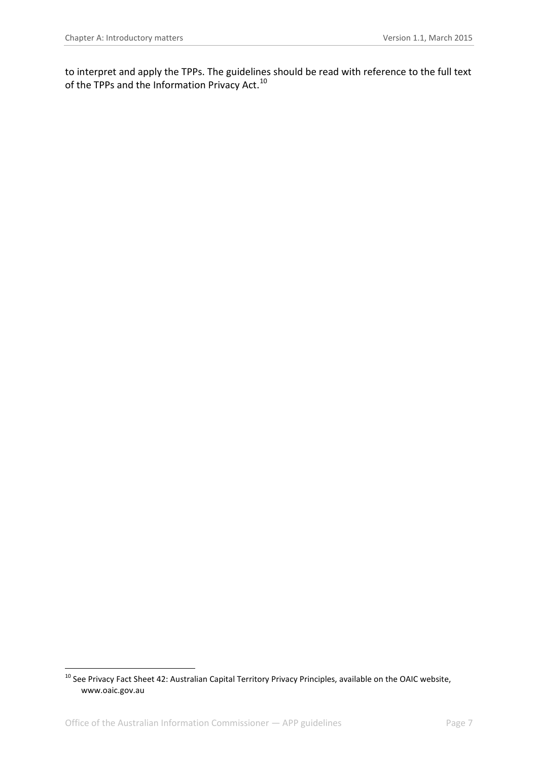to interpret and apply the TPPs. The guidelines should be read with reference to the full text of the TPPs and the Information Privacy Act.[10]

[10] See Privacy Fact Sheet 42: Australian Capital Territory Privacy Principles, available on the OAIC website, www.oaic.gov.au